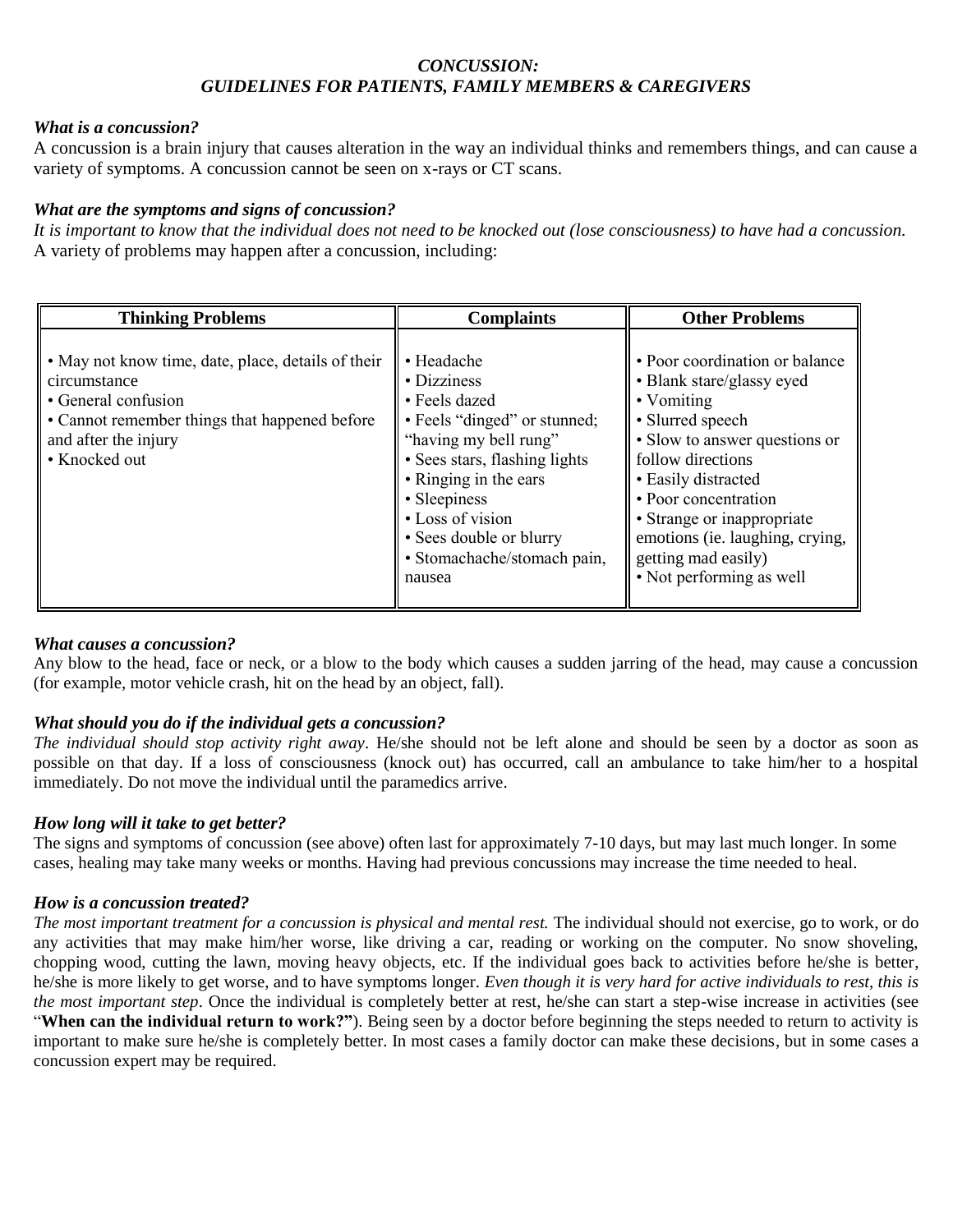# *CONCUSSION: GUIDELINES FOR PATIENTS, FAMILY MEMBERS & CAREGIVERS*

### *What is a concussion?*

A concussion is a brain injury that causes alteration in the way an individual thinks and remembers things, and can cause a variety of symptoms. A concussion cannot be seen on x-rays or CT scans.

### *What are the symptoms and signs of concussion?*

*It is important to know that the individual does not need to be knocked out (lose consciousness) to have had a concussion.* A variety of problems may happen after a concussion, including:

| Thinking Problems | Complaints | Other Problems |
| --- | --- | --- |
| • May not know time, date, place, details of their circumstance<br>• General confusion<br>• Cannot remember things that happened before and after the injury<br>• Knocked out | • Headache<br>• Dizziness<br>• Feels dazed<br>• Feels "dinged" or stunned; "having my bell rung"<br>• Sees stars, flashing lights<br>• Ringing in the ears<br>• Sleepiness<br>• Loss of vision<br>• Sees double or blurry<br>• Stomachache/stomach pain, nausea | • Poor coordination or balance<br>• Blank stare/glassy eyed<br>• Vomiting<br>• Slurred speech<br>• Slow to answer questions or follow directions<br>• Easily distracted<br>• Poor concentration<br>• Strange or inappropriate emotions (ie. laughing, crying, getting mad easily)<br>• Not performing as well |

### *What causes a concussion?*

Any blow to the head, face or neck, or a blow to the body which causes a sudden jarring of the head, may cause a concussion (for example, motor vehicle crash, hit on the head by an object, fall).

### *What should you do if the individual gets a concussion?*

*The individual should stop activity right away*. He/she should not be left alone and should be seen by a doctor as soon as possible on that day. If a loss of consciousness (knock out) has occurred, call an ambulance to take him/her to a hospital immediately. Do not move the individual until the paramedics arrive.

### *How long will it take to get better?*

The signs and symptoms of concussion (see above) often last for approximately 7-10 days, but may last much longer. In some cases, healing may take many weeks or months. Having had previous concussions may increase the time needed to heal.

### *How is a concussion treated?*

*The most important treatment for a concussion is physical and mental rest.* The individual should not exercise, go to work, or do any activities that may make him/her worse, like driving a car, reading or working on the computer. No snow shoveling, chopping wood, cutting the lawn, moving heavy objects, etc. If the individual goes back to activities before he/she is better, he/she is more likely to get worse, and to have symptoms longer. *Even though it is very hard for active individuals to rest, this is the most important step*. Once the individual is completely better at rest, he/she can start a step-wise increase in activities (see "**When can the individual return to work?"**). Being seen by a doctor before beginning the steps needed to return to activity is important to make sure he/she is completely better. In most cases a family doctor can make these decisions, but in some cases a concussion expert may be required.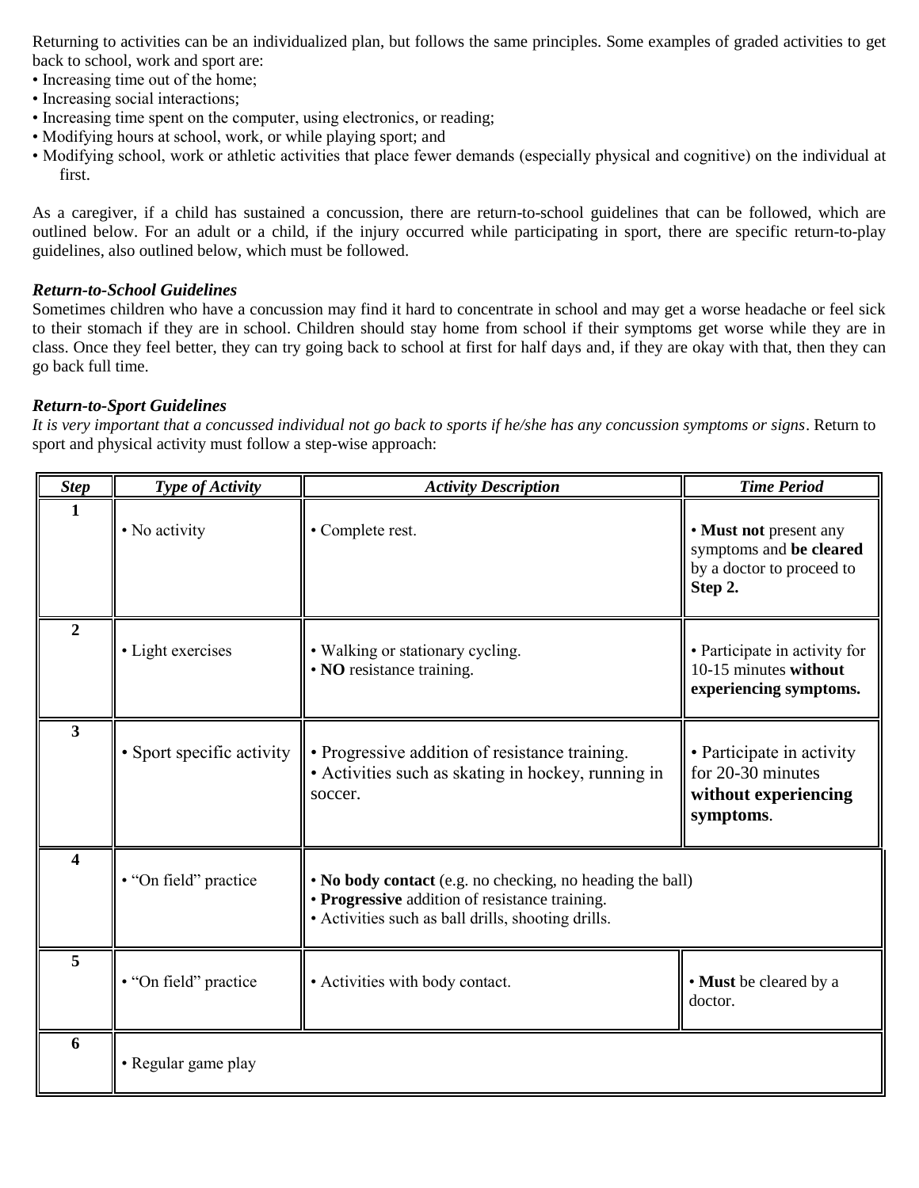Returning to activities can be an individualized plan, but follows the same principles. Some examples of graded activities to get back to school, work and sport are:

- Increasing time out of the home;
- Increasing social interactions;
- Increasing time spent on the computer, using electronics, or reading;
- Modifying hours at school, work, or while playing sport; and
- Modifying school, work or athletic activities that place fewer demands (especially physical and cognitive) on the individual at first.

As a caregiver, if a child has sustained a concussion, there are return-to-school guidelines that can be followed, which are outlined below. For an adult or a child, if the injury occurred while participating in sport, there are specific return-to-play guidelines, also outlined below, which must be followed.

### ***Return-to-School Guidelines***

Sometimes children who have a concussion may find it hard to concentrate in school and may get a worse headache or feel sick to their stomach if they are in school. Children should stay home from school if their symptoms get worse while they are in class. Once they feel better, they can try going back to school at first for half days and, if they are okay with that, then they can go back full time.

### ***Return-to-Sport Guidelines***

*It is very important that a concussed individual not go back to sports if he/she has any concussion symptoms or signs*. Return to sport and physical activity must follow a step-wise approach:

| ***Step*** | ***Type of Activity*** | ***Activity Description*** | ***Time Period*** |
|---|---|---|---|
| **1** | • No activity | • Complete rest. | • **Must not** present any symptoms and **be cleared** by a doctor to proceed to **Step 2.** |
| **2** | • Light exercises | • Walking or stationary cycling.<br>• **NO** resistance training. | • Participate in activity for 10-15 minutes **without experiencing symptoms.** |
| **3** | • Sport specific activity | • Progressive addition of resistance training.<br>• Activities such as skating in hockey, running in soccer. | • Participate in activity for 20-30 minutes **without experiencing symptoms**. |
| **4** | • "On field" practice | • **No body contact** (e.g. no checking, no heading the ball)<br>• **Progressive** addition of resistance training.<br>• Activities such as ball drills, shooting drills. | |
| **5** | • "On field" practice | • Activities with body contact. | • **Must** be cleared by a doctor. |
| **6** | • Regular game play | | |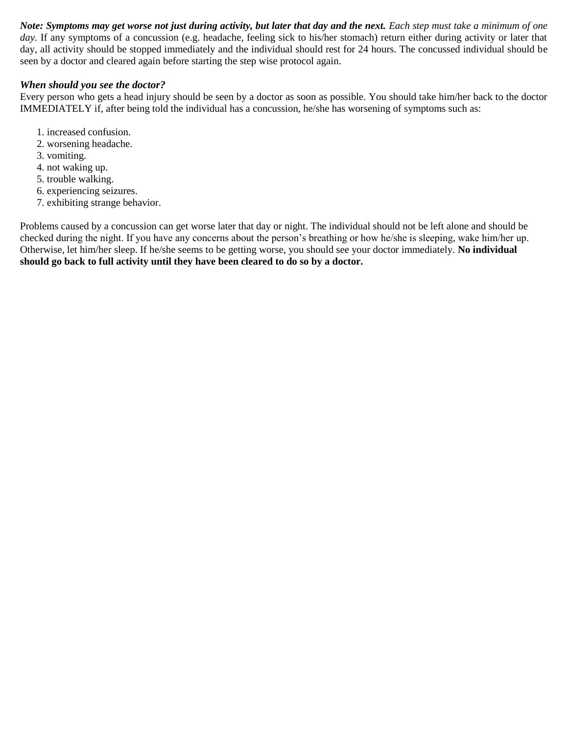***Note: Symptoms may get worse not just during activity, but later that day and the next.*** *Each step must take a minimum of one day.* If any symptoms of a concussion (e.g. headache, feeling sick to his/her stomach) return either during activity or later that day, all activity should be stopped immediately and the individual should rest for 24 hours. The concussed individual should be seen by a doctor and cleared again before starting the step wise protocol again.

***When should you see the doctor?***

Every person who gets a head injury should be seen by a doctor as soon as possible. You should take him/her back to the doctor IMMEDIATELY if, after being told the individual has a concussion, he/she has worsening of symptoms such as:

1. increased confusion.
2. worsening headache.
3. vomiting.
4. not waking up.
5. trouble walking.
6. experiencing seizures.
7. exhibiting strange behavior.

Problems caused by a concussion can get worse later that day or night. The individual should not be left alone and should be checked during the night. If you have any concerns about the person's breathing or how he/she is sleeping, wake him/her up. Otherwise, let him/her sleep. If he/she seems to be getting worse, you should see your doctor immediately. **No individual should go back to full activity until they have been cleared to do so by a doctor.**